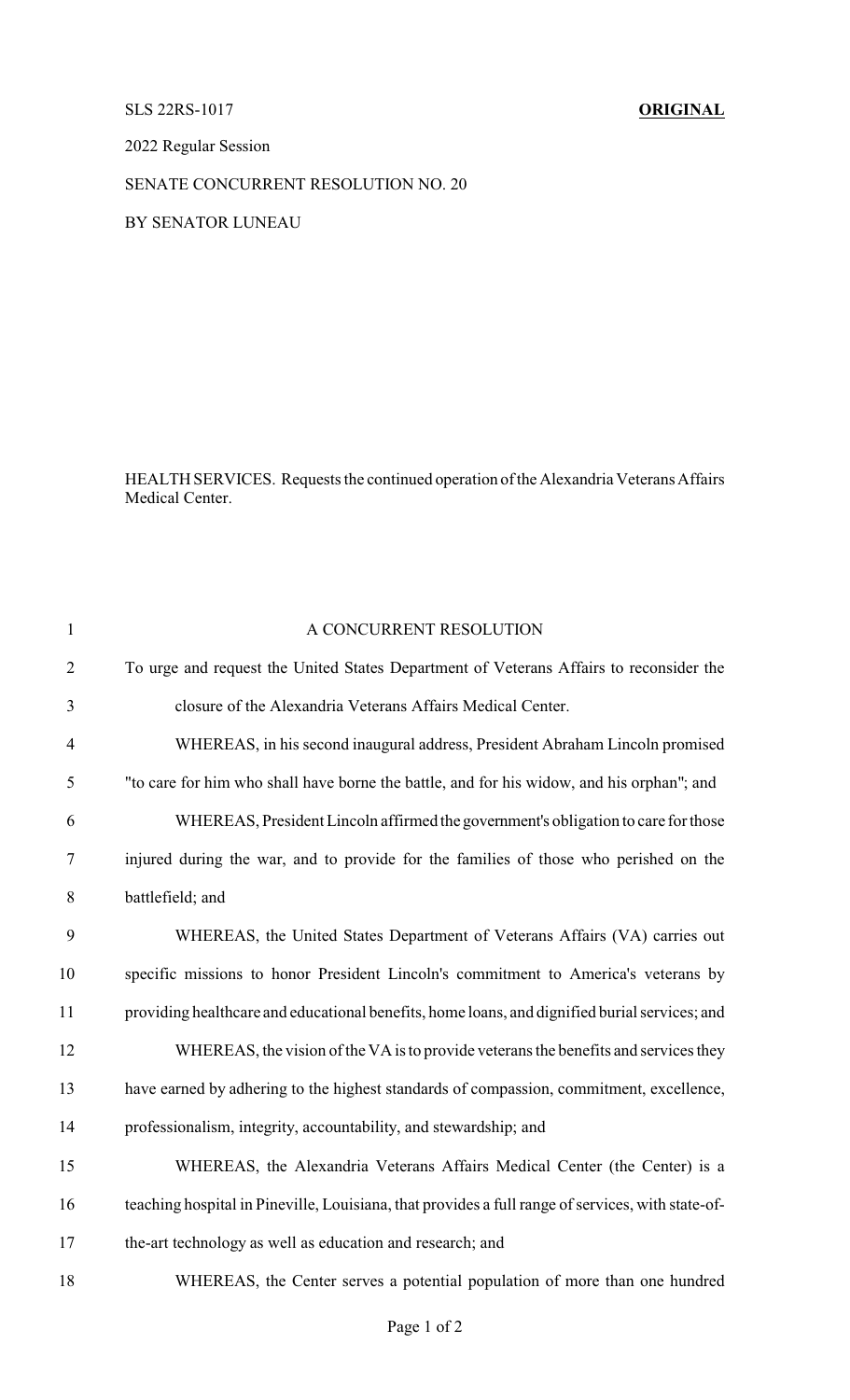SLS 22RS-1017 **ORIGINAL**

2022 Regular Session

SENATE CONCURRENT RESOLUTION NO. 20

BY SENATOR LUNEAU

HEALTH SERVICES. Requests the continued operation of the Alexandria Veterans Affairs Medical Center.

A CONCURRENT RESOLUTION

To urge and request the United States Department of Veterans Affairs to reconsider the closure of the Alexandria Veterans Affairs Medical Center.

WHEREAS, in his second inaugural address, President Abraham Lincoln promised "to care for him who shall have borne the battle, and for his widow, and his orphan"; and

WHEREAS, President Lincoln affirmed the government's obligation to care for those injured during the war, and to provide for the families of those who perished on the battlefield; and

WHEREAS, the United States Department of Veterans Affairs (VA) carries out specific missions to honor President Lincoln's commitment to America's veterans by providing healthcare and educational benefits, home loans, and dignified burial services; and

WHEREAS, the vision of the VA is to provide veterans the benefits and services they have earned by adhering to the highest standards of compassion, commitment, excellence, professionalism, integrity, accountability, and stewardship; and

WHEREAS, the Alexandria Veterans Affairs Medical Center (the Center) is a teaching hospital in Pineville, Louisiana, that provides a full range of services, with state-of-the-art technology as well as education and research; and

WHEREAS, the Center serves a potential population of more than one hundred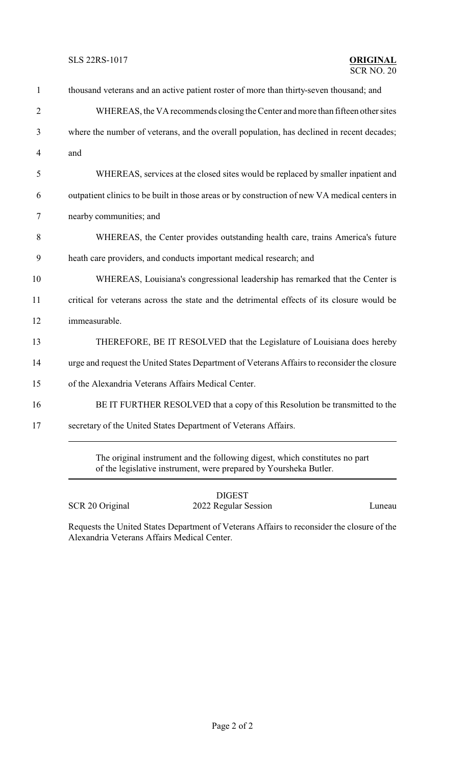thousand veterans and an active patient roster of more than thirty-seven thousand; and

WHEREAS, the VA recommends closing the Center and more than fifteen other sites where the number of veterans, and the overall population, has declined in recent decades; and

WHEREAS, services at the closed sites would be replaced by smaller inpatient and outpatient clinics to be built in those areas or by construction of new VA medical centers in nearby communities; and

WHEREAS, the Center provides outstanding health care, trains America's future heath care providers, and conducts important medical research; and

WHEREAS, Louisiana's congressional leadership has remarked that the Center is critical for veterans across the state and the detrimental effects of its closure would be immeasurable.

THEREFORE, BE IT RESOLVED that the Legislature of Louisiana does hereby urge and request the United States Department of Veterans Affairs to reconsider the closure of the Alexandria Veterans Affairs Medical Center.

BE IT FURTHER RESOLVED that a copy of this Resolution be transmitted to the secretary of the United States Department of Veterans Affairs.

---

The original instrument and the following digest, which constitutes no part of the legislative instrument, were prepared by Yoursheka Butler.

---

DIGEST

SCR 20 Original — 2022 Regular Session — Luneau

Requests the United States Department of Veterans Affairs to reconsider the closure of the Alexandria Veterans Affairs Medical Center.